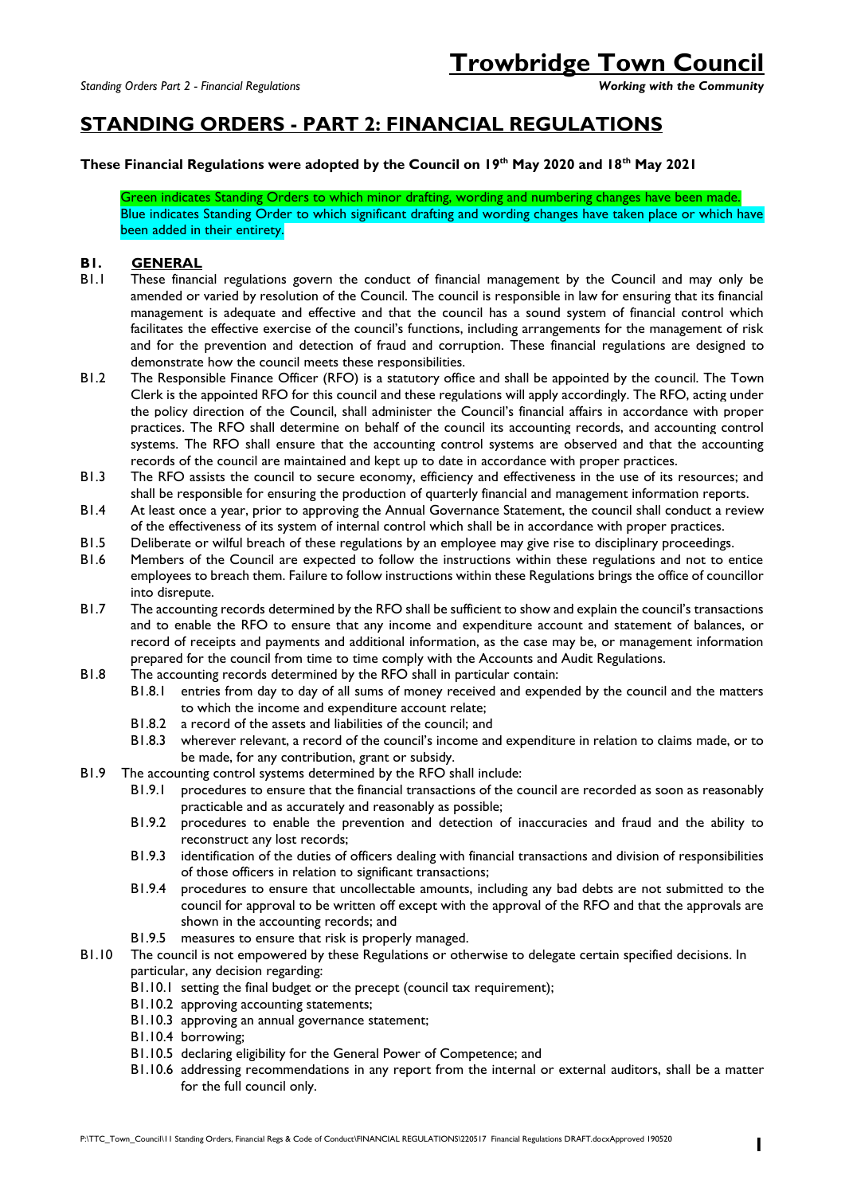# STANDING ORDERS - PART 2: FINANCIAL REGULATIONS

**These Financial Regulations were adopted by the Council on 19th May 2020 and 18th May 2021**

Green indicates Standing Orders to which minor drafting, wording and numbering changes have been made.
Blue indicates Standing Order to which significant drafting and wording changes have taken place or which have been added in their entirety.

## B1. GENERAL

B1.1 These financial regulations govern the conduct of financial management by the Council and may only be amended or varied by resolution of the Council. The council is responsible in law for ensuring that its financial management is adequate and effective and that the council has a sound system of financial control which facilitates the effective exercise of the council's functions, including arrangements for the management of risk and for the prevention and detection of fraud and corruption. These financial regulations are designed to demonstrate how the council meets these responsibilities.

B1.2 The Responsible Finance Officer (RFO) is a statutory office and shall be appointed by the council. The Town Clerk is the appointed RFO for this council and these regulations will apply accordingly. The RFO, acting under the policy direction of the Council, shall administer the Council's financial affairs in accordance with proper practices. The RFO shall determine on behalf of the council its accounting records, and accounting control systems. The RFO shall ensure that the accounting control systems are observed and that the accounting records of the council are maintained and kept up to date in accordance with proper practices.

B1.3 The RFO assists the council to secure economy, efficiency and effectiveness in the use of its resources; and shall be responsible for ensuring the production of quarterly financial and management information reports.

B1.4 At least once a year, prior to approving the Annual Governance Statement, the council shall conduct a review of the effectiveness of its system of internal control which shall be in accordance with proper practices.

B1.5 Deliberate or wilful breach of these regulations by an employee may give rise to disciplinary proceedings.

B1.6 Members of the Council are expected to follow the instructions within these regulations and not to entice employees to breach them. Failure to follow instructions within these Regulations brings the office of councillor into disrepute.

B1.7 The accounting records determined by the RFO shall be sufficient to show and explain the council's transactions and to enable the RFO to ensure that any income and expenditure account and statement of balances, or record of receipts and payments and additional information, as the case may be, or management information prepared for the council from time to time comply with the Accounts and Audit Regulations.

B1.8 The accounting records determined by the RFO shall in particular contain:

- B1.8.1 entries from day to day of all sums of money received and expended by the council and the matters to which the income and expenditure account relate;
- B1.8.2 a record of the assets and liabilities of the council; and
- B1.8.3 wherever relevant, a record of the council's income and expenditure in relation to claims made, or to be made, for any contribution, grant or subsidy.

B1.9 The accounting control systems determined by the RFO shall include:

- B1.9.1 procedures to ensure that the financial transactions of the council are recorded as soon as reasonably practicable and as accurately and reasonably as possible;
- B1.9.2 procedures to enable the prevention and detection of inaccuracies and fraud and the ability to reconstruct any lost records;
- B1.9.3 identification of the duties of officers dealing with financial transactions and division of responsibilities of those officers in relation to significant transactions;
- B1.9.4 procedures to ensure that uncollectable amounts, including any bad debts are not submitted to the council for approval to be written off except with the approval of the RFO and that the approvals are shown in the accounting records; and
- B1.9.5 measures to ensure that risk is properly managed.

B1.10 The council is not empowered by these Regulations or otherwise to delegate certain specified decisions. In particular, any decision regarding:

- B1.10.1 setting the final budget or the precept (council tax requirement);
- B1.10.2 approving accounting statements;
- B1.10.3 approving an annual governance statement;
- B1.10.4 borrowing;
- B1.10.5 declaring eligibility for the General Power of Competence; and
- B1.10.6 addressing recommendations in any report from the internal or external auditors, shall be a matter for the full council only.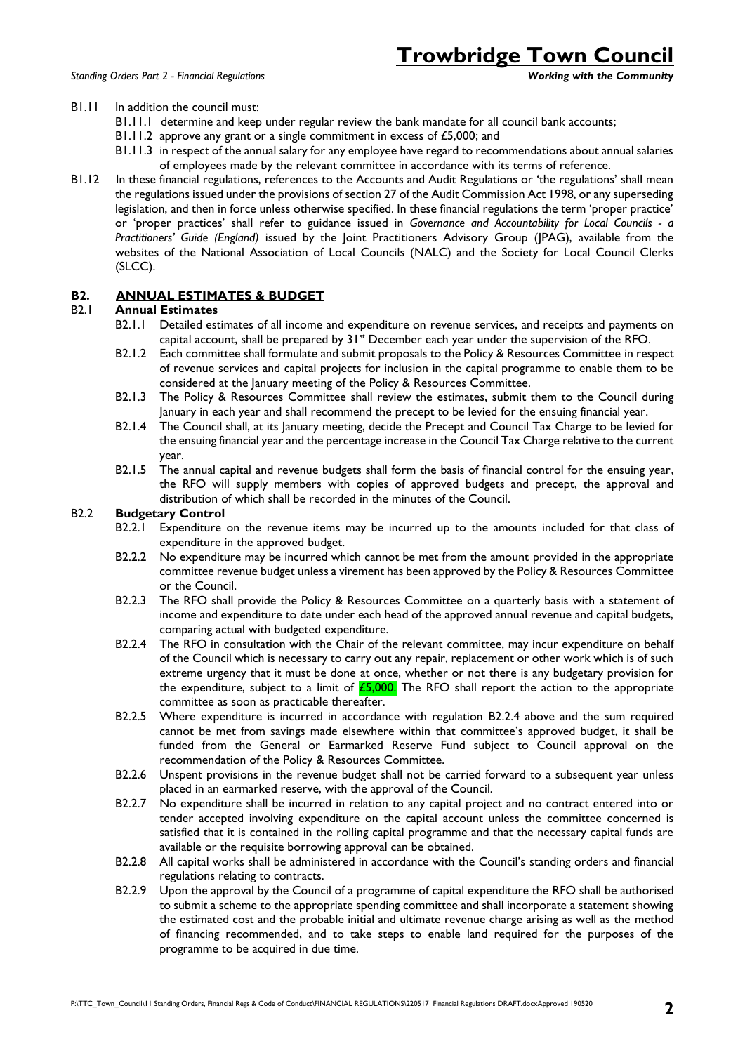B1.11 In addition the council must:

- B1.11.1 determine and keep under regular review the bank mandate for all council bank accounts;
- B1.11.2 approve any grant or a single commitment in excess of £5,000; and
- B1.11.3 in respect of the annual salary for any employee have regard to recommendations about annual salaries of employees made by the relevant committee in accordance with its terms of reference.

B1.12 In these financial regulations, references to the Accounts and Audit Regulations or 'the regulations' shall mean the regulations issued under the provisions of section 27 of the Audit Commission Act 1998, or any superseding legislation, and then in force unless otherwise specified. In these financial regulations the term 'proper practice' or 'proper practices' shall refer to guidance issued in *Governance and Accountability for Local Councils - a Practitioners' Guide (England)* issued by the Joint Practitioners Advisory Group (JPAG), available from the websites of the National Association of Local Councils (NALC) and the Society for Local Council Clerks (SLCC).

## B2. ANNUAL ESTIMATES & BUDGET

### B2.1 Annual Estimates

- B2.1.1 Detailed estimates of all income and expenditure on revenue services, and receipts and payments on capital account, shall be prepared by 31st December each year under the supervision of the RFO.
- B2.1.2 Each committee shall formulate and submit proposals to the Policy & Resources Committee in respect of revenue services and capital projects for inclusion in the capital programme to enable them to be considered at the January meeting of the Policy & Resources Committee.
- B2.1.3 The Policy & Resources Committee shall review the estimates, submit them to the Council during January in each year and shall recommend the precept to be levied for the ensuing financial year.
- B2.1.4 The Council shall, at its January meeting, decide the Precept and Council Tax Charge to be levied for the ensuing financial year and the percentage increase in the Council Tax Charge relative to the current year.
- B2.1.5 The annual capital and revenue budgets shall form the basis of financial control for the ensuing year, the RFO will supply members with copies of approved budgets and precept, the approval and distribution of which shall be recorded in the minutes of the Council.

### B2.2 Budgetary Control

- B2.2.1 Expenditure on the revenue items may be incurred up to the amounts included for that class of expenditure in the approved budget.
- B2.2.2 No expenditure may be incurred which cannot be met from the amount provided in the appropriate committee revenue budget unless a virement has been approved by the Policy & Resources Committee or the Council.
- B2.2.3 The RFO shall provide the Policy & Resources Committee on a quarterly basis with a statement of income and expenditure to date under each head of the approved annual revenue and capital budgets, comparing actual with budgeted expenditure.
- B2.2.4 The RFO in consultation with the Chair of the relevant committee, may incur expenditure on behalf of the Council which is necessary to carry out any repair, replacement or other work which is of such extreme urgency that it must be done at once, whether or not there is any budgetary provision for the expenditure, subject to a limit of £5,000. The RFO shall report the action to the appropriate committee as soon as practicable thereafter.
- B2.2.5 Where expenditure is incurred in accordance with regulation B2.2.4 above and the sum required cannot be met from savings made elsewhere within that committee's approved budget, it shall be funded from the General or Earmarked Reserve Fund subject to Council approval on the recommendation of the Policy & Resources Committee.
- B2.2.6 Unspent provisions in the revenue budget shall not be carried forward to a subsequent year unless placed in an earmarked reserve, with the approval of the Council.
- B2.2.7 No expenditure shall be incurred in relation to any capital project and no contract entered into or tender accepted involving expenditure on the capital account unless the committee concerned is satisfied that it is contained in the rolling capital programme and that the necessary capital funds are available or the requisite borrowing approval can be obtained.
- B2.2.8 All capital works shall be administered in accordance with the Council's standing orders and financial regulations relating to contracts.
- B2.2.9 Upon the approval by the Council of a programme of capital expenditure the RFO shall be authorised to submit a scheme to the appropriate spending committee and shall incorporate a statement showing the estimated cost and the probable initial and ultimate revenue charge arising as well as the method of financing recommended, and to take steps to enable land required for the purposes of the programme to be acquired in due time.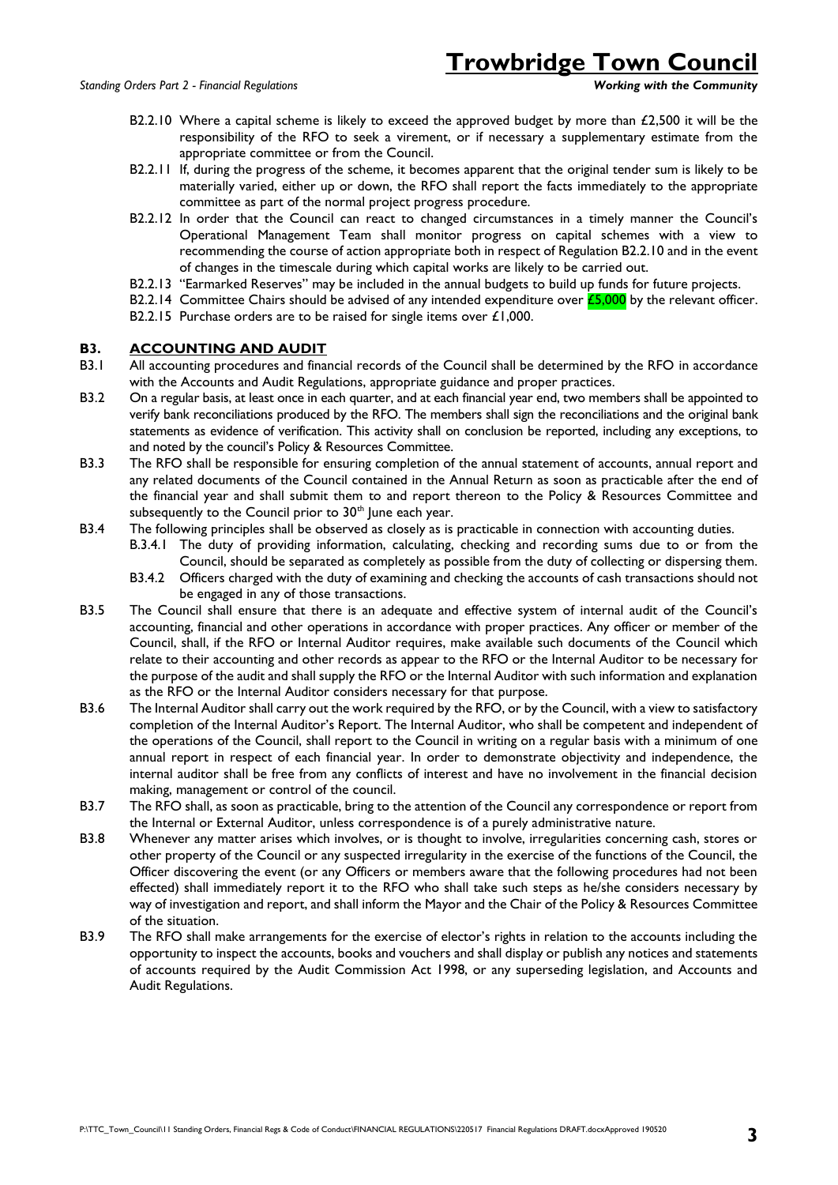B2.2.10 Where a capital scheme is likely to exceed the approved budget by more than £2,500 it will be the responsibility of the RFO to seek a virement, or if necessary a supplementary estimate from the appropriate committee or from the Council.

B2.2.11 If, during the progress of the scheme, it becomes apparent that the original tender sum is likely to be materially varied, either up or down, the RFO shall report the facts immediately to the appropriate committee as part of the normal project progress procedure.

B2.2.12 In order that the Council can react to changed circumstances in a timely manner the Council's Operational Management Team shall monitor progress on capital schemes with a view to recommending the course of action appropriate both in respect of Regulation B2.2.10 and in the event of changes in the timescale during which capital works are likely to be carried out.

B2.2.13 "Earmarked Reserves" may be included in the annual budgets to build up funds for future projects.

B2.2.14 Committee Chairs should be advised of any intended expenditure over £5,000 by the relevant officer.

B2.2.15 Purchase orders are to be raised for single items over £1,000.

## B3. ACCOUNTING AND AUDIT

B3.1 All accounting procedures and financial records of the Council shall be determined by the RFO in accordance with the Accounts and Audit Regulations, appropriate guidance and proper practices.

B3.2 On a regular basis, at least once in each quarter, and at each financial year end, two members shall be appointed to verify bank reconciliations produced by the RFO. The members shall sign the reconciliations and the original bank statements as evidence of verification. This activity shall on conclusion be reported, including any exceptions, to and noted by the council's Policy & Resources Committee.

B3.3 The RFO shall be responsible for ensuring completion of the annual statement of accounts, annual report and any related documents of the Council contained in the Annual Return as soon as practicable after the end of the financial year and shall submit them to and report thereon to the Policy & Resources Committee and subsequently to the Council prior to 30th June each year.

B3.4 The following principles shall be observed as closely as is practicable in connection with accounting duties.

B.3.4.1 The duty of providing information, calculating, checking and recording sums due to or from the Council, should be separated as completely as possible from the duty of collecting or dispersing them.

B3.4.2 Officers charged with the duty of examining and checking the accounts of cash transactions should not be engaged in any of those transactions.

B3.5 The Council shall ensure that there is an adequate and effective system of internal audit of the Council's accounting, financial and other operations in accordance with proper practices. Any officer or member of the Council, shall, if the RFO or Internal Auditor requires, make available such documents of the Council which relate to their accounting and other records as appear to the RFO or the Internal Auditor to be necessary for the purpose of the audit and shall supply the RFO or the Internal Auditor with such information and explanation as the RFO or the Internal Auditor considers necessary for that purpose.

B3.6 The Internal Auditor shall carry out the work required by the RFO, or by the Council, with a view to satisfactory completion of the Internal Auditor's Report. The Internal Auditor, who shall be competent and independent of the operations of the Council, shall report to the Council in writing on a regular basis with a minimum of one annual report in respect of each financial year. In order to demonstrate objectivity and independence, the internal auditor shall be free from any conflicts of interest and have no involvement in the financial decision making, management or control of the council.

B3.7 The RFO shall, as soon as practicable, bring to the attention of the Council any correspondence or report from the Internal or External Auditor, unless correspondence is of a purely administrative nature.

B3.8 Whenever any matter arises which involves, or is thought to involve, irregularities concerning cash, stores or other property of the Council or any suspected irregularity in the exercise of the functions of the Council, the Officer discovering the event (or any Officers or members aware that the following procedures had not been effected) shall immediately report it to the RFO who shall take such steps as he/she considers necessary by way of investigation and report, and shall inform the Mayor and the Chair of the Policy & Resources Committee of the situation.

B3.9 The RFO shall make arrangements for the exercise of elector's rights in relation to the accounts including the opportunity to inspect the accounts, books and vouchers and shall display or publish any notices and statements of accounts required by the Audit Commission Act 1998, or any superseding legislation, and Accounts and Audit Regulations.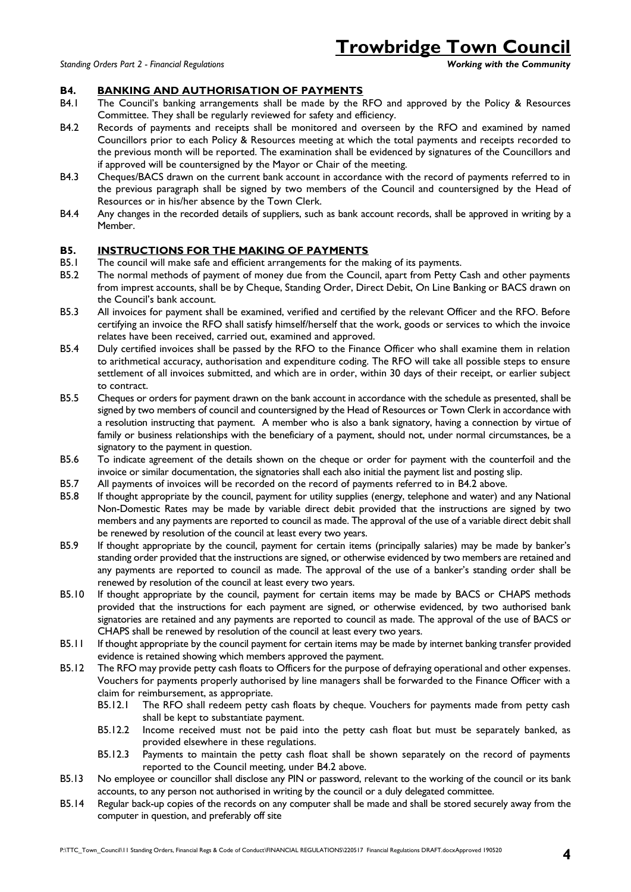### B4. BANKING AND AUTHORISATION OF PAYMENTS

B4.1 The Council's banking arrangements shall be made by the RFO and approved by the Policy & Resources Committee. They shall be regularly reviewed for safety and efficiency.

B4.2 Records of payments and receipts shall be monitored and overseen by the RFO and examined by named Councillors prior to each Policy & Resources meeting at which the total payments and receipts recorded to the previous month will be reported. The examination shall be evidenced by signatures of the Councillors and if approved will be countersigned by the Mayor or Chair of the meeting.

B4.3 Cheques/BACS drawn on the current bank account in accordance with the record of payments referred to in the previous paragraph shall be signed by two members of the Council and countersigned by the Head of Resources or in his/her absence by the Town Clerk.

B4.4 Any changes in the recorded details of suppliers, such as bank account records, shall be approved in writing by a Member.

### B5. INSTRUCTIONS FOR THE MAKING OF PAYMENTS

B5.1 The council will make safe and efficient arrangements for the making of its payments.

B5.2 The normal methods of payment of money due from the Council, apart from Petty Cash and other payments from imprest accounts, shall be by Cheque, Standing Order, Direct Debit, On Line Banking or BACS drawn on the Council's bank account.

B5.3 All invoices for payment shall be examined, verified and certified by the relevant Officer and the RFO. Before certifying an invoice the RFO shall satisfy himself/herself that the work, goods or services to which the invoice relates have been received, carried out, examined and approved.

B5.4 Duly certified invoices shall be passed by the RFO to the Finance Officer who shall examine them in relation to arithmetical accuracy, authorisation and expenditure coding. The RFO will take all possible steps to ensure settlement of all invoices submitted, and which are in order, within 30 days of their receipt, or earlier subject to contract.

B5.5 Cheques or orders for payment drawn on the bank account in accordance with the schedule as presented, shall be signed by two members of council and countersigned by the Head of Resources or Town Clerk in accordance with a resolution instructing that payment. A member who is also a bank signatory, having a connection by virtue of family or business relationships with the beneficiary of a payment, should not, under normal circumstances, be a signatory to the payment in question.

B5.6 To indicate agreement of the details shown on the cheque or order for payment with the counterfoil and the invoice or similar documentation, the signatories shall each also initial the payment list and posting slip.

B5.7 All payments of invoices will be recorded on the record of payments referred to in B4.2 above.

B5.8 If thought appropriate by the council, payment for utility supplies (energy, telephone and water) and any National Non-Domestic Rates may be made by variable direct debit provided that the instructions are signed by two members and any payments are reported to council as made. The approval of the use of a variable direct debit shall be renewed by resolution of the council at least every two years.

B5.9 If thought appropriate by the council, payment for certain items (principally salaries) may be made by banker's standing order provided that the instructions are signed, or otherwise evidenced by two members are retained and any payments are reported to council as made. The approval of the use of a banker's standing order shall be renewed by resolution of the council at least every two years.

B5.10 If thought appropriate by the council, payment for certain items may be made by BACS or CHAPS methods provided that the instructions for each payment are signed, or otherwise evidenced, by two authorised bank signatories are retained and any payments are reported to council as made. The approval of the use of BACS or CHAPS shall be renewed by resolution of the council at least every two years.

B5.11 If thought appropriate by the council payment for certain items may be made by internet banking transfer provided evidence is retained showing which members approved the payment.

B5.12 The RFO may provide petty cash floats to Officers for the purpose of defraying operational and other expenses. Vouchers for payments properly authorised by line managers shall be forwarded to the Finance Officer with a claim for reimbursement, as appropriate.

- B5.12.1 The RFO shall redeem petty cash floats by cheque. Vouchers for payments made from petty cash shall be kept to substantiate payment.
- B5.12.2 Income received must not be paid into the petty cash float but must be separately banked, as provided elsewhere in these regulations.
- B5.12.3 Payments to maintain the petty cash float shall be shown separately on the record of payments reported to the Council meeting, under B4.2 above.

B5.13 No employee or councillor shall disclose any PIN or password, relevant to the working of the council or its bank accounts, to any person not authorised in writing by the council or a duly delegated committee.

B5.14 Regular back-up copies of the records on any computer shall be made and shall be stored securely away from the computer in question, and preferably off site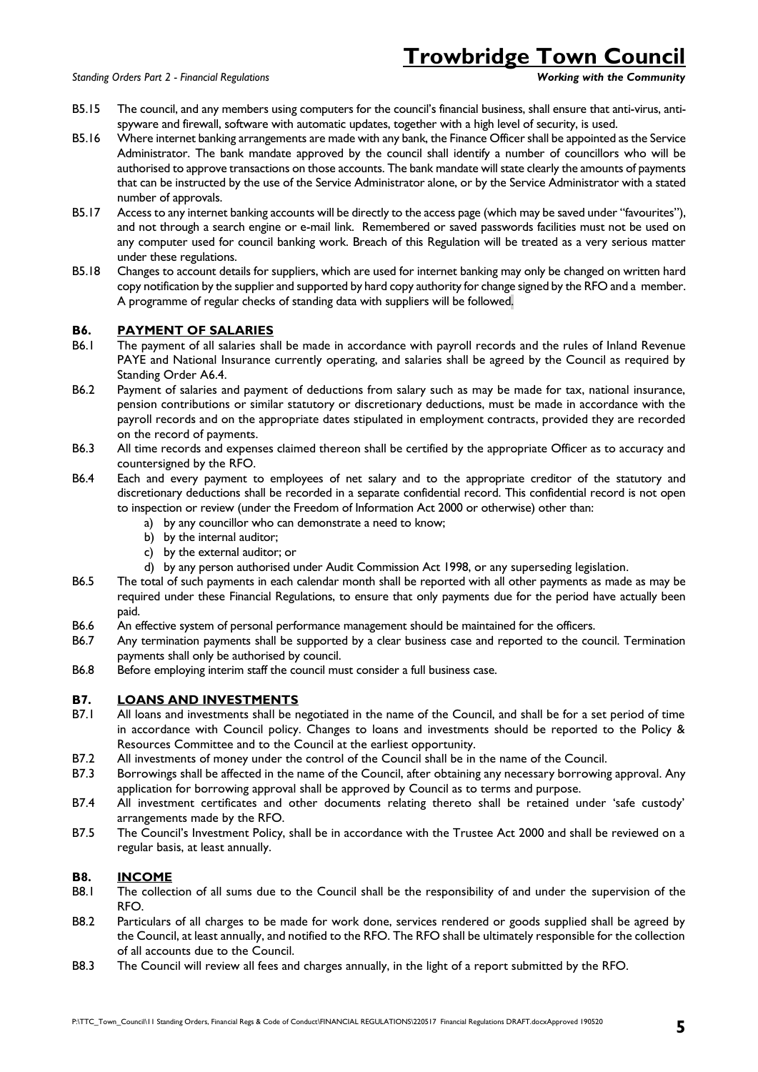B5.15 The council, and any members using computers for the council's financial business, shall ensure that anti-virus, anti-spyware and firewall, software with automatic updates, together with a high level of security, is used.

B5.16 Where internet banking arrangements are made with any bank, the Finance Officer shall be appointed as the Service Administrator. The bank mandate approved by the council shall identify a number of councillors who will be authorised to approve transactions on those accounts. The bank mandate will state clearly the amounts of payments that can be instructed by the use of the Service Administrator alone, or by the Service Administrator with a stated number of approvals.

B5.17 Access to any internet banking accounts will be directly to the access page (which may be saved under "favourites"), and not through a search engine or e-mail link. Remembered or saved passwords facilities must not be used on any computer used for council banking work. Breach of this Regulation will be treated as a very serious matter under these regulations.

B5.18 Changes to account details for suppliers, which are used for internet banking may only be changed on written hard copy notification by the supplier and supported by hard copy authority for change signed by the RFO and a member. A programme of regular checks of standing data with suppliers will be followed.

## B6. PAYMENT OF SALARIES

B6.1 The payment of all salaries shall be made in accordance with payroll records and the rules of Inland Revenue PAYE and National Insurance currently operating, and salaries shall be agreed by the Council as required by Standing Order A6.4.

B6.2 Payment of salaries and payment of deductions from salary such as may be made for tax, national insurance, pension contributions or similar statutory or discretionary deductions, must be made in accordance with the payroll records and on the appropriate dates stipulated in employment contracts, provided they are recorded on the record of payments.

B6.3 All time records and expenses claimed thereon shall be certified by the appropriate Officer as to accuracy and countersigned by the RFO.

B6.4 Each and every payment to employees of net salary and to the appropriate creditor of the statutory and discretionary deductions shall be recorded in a separate confidential record. This confidential record is not open to inspection or review (under the Freedom of Information Act 2000 or otherwise) other than:

a) by any councillor who can demonstrate a need to know;
b) by the internal auditor;
c) by the external auditor; or
d) by any person authorised under Audit Commission Act 1998, or any superseding legislation.

B6.5 The total of such payments in each calendar month shall be reported with all other payments as made as may be required under these Financial Regulations, to ensure that only payments due for the period have actually been paid.

B6.6 An effective system of personal performance management should be maintained for the officers.

B6.7 Any termination payments shall be supported by a clear business case and reported to the council. Termination payments shall only be authorised by council.

B6.8 Before employing interim staff the council must consider a full business case.

## B7. LOANS AND INVESTMENTS

B7.1 All loans and investments shall be negotiated in the name of the Council, and shall be for a set period of time in accordance with Council policy. Changes to loans and investments should be reported to the Policy & Resources Committee and to the Council at the earliest opportunity.

B7.2 All investments of money under the control of the Council shall be in the name of the Council.

B7.3 Borrowings shall be affected in the name of the Council, after obtaining any necessary borrowing approval. Any application for borrowing approval shall be approved by Council as to terms and purpose.

B7.4 All investment certificates and other documents relating thereto shall be retained under 'safe custody' arrangements made by the RFO.

B7.5 The Council's Investment Policy, shall be in accordance with the Trustee Act 2000 and shall be reviewed on a regular basis, at least annually.

## B8. INCOME

B8.1 The collection of all sums due to the Council shall be the responsibility of and under the supervision of the RFO.

B8.2 Particulars of all charges to be made for work done, services rendered or goods supplied shall be agreed by the Council, at least annually, and notified to the RFO. The RFO shall be ultimately responsible for the collection of all accounts due to the Council.

B8.3 The Council will review all fees and charges annually, in the light of a report submitted by the RFO.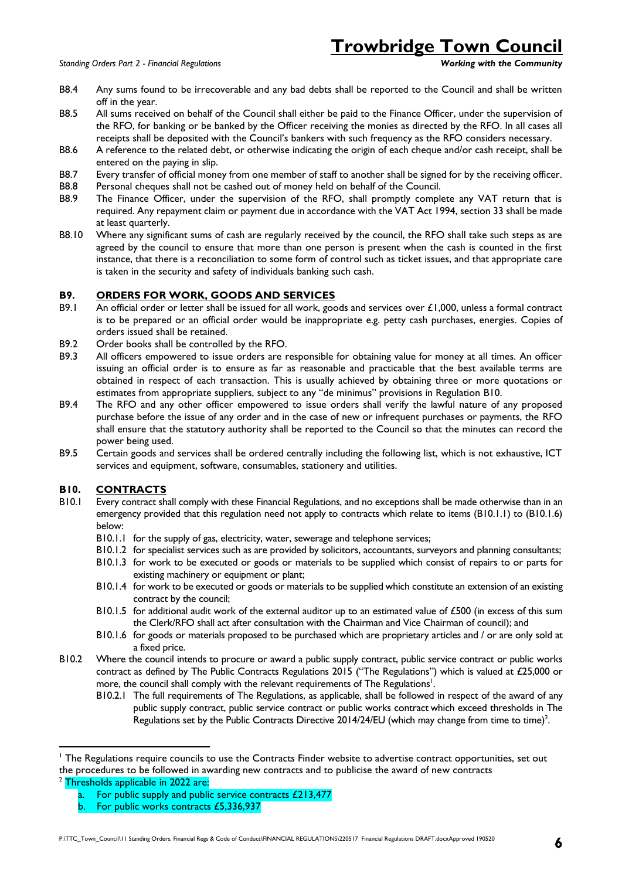B8.4 Any sums found to be irrecoverable and any bad debts shall be reported to the Council and shall be written off in the year.

B8.5 All sums received on behalf of the Council shall either be paid to the Finance Officer, under the supervision of the RFO, for banking or be banked by the Officer receiving the monies as directed by the RFO. In all cases all receipts shall be deposited with the Council's bankers with such frequency as the RFO considers necessary.

B8.6 A reference to the related debt, or otherwise indicating the origin of each cheque and/or cash receipt, shall be entered on the paying in slip.

B8.7 Every transfer of official money from one member of staff to another shall be signed for by the receiving officer.

B8.8 Personal cheques shall not be cashed out of money held on behalf of the Council.

B8.9 The Finance Officer, under the supervision of the RFO, shall promptly complete any VAT return that is required. Any repayment claim or payment due in accordance with the VAT Act 1994, section 33 shall be made at least quarterly.

B8.10 Where any significant sums of cash are regularly received by the council, the RFO shall take such steps as are agreed by the council to ensure that more than one person is present when the cash is counted in the first instance, that there is a reconciliation to some form of control such as ticket issues, and that appropriate care is taken in the security and safety of individuals banking such cash.

## B9. ORDERS FOR WORK, GOODS AND SERVICES

B9.1 An official order or letter shall be issued for all work, goods and services over £1,000, unless a formal contract is to be prepared or an official order would be inappropriate e.g. petty cash purchases, energies. Copies of orders issued shall be retained.

B9.2 Order books shall be controlled by the RFO.

B9.3 All officers empowered to issue orders are responsible for obtaining value for money at all times. An officer issuing an official order is to ensure as far as reasonable and practicable that the best available terms are obtained in respect of each transaction. This is usually achieved by obtaining three or more quotations or estimates from appropriate suppliers, subject to any "de minimus" provisions in Regulation B10.

B9.4 The RFO and any other officer empowered to issue orders shall verify the lawful nature of any proposed purchase before the issue of any order and in the case of new or infrequent purchases or payments, the RFO shall ensure that the statutory authority shall be reported to the Council so that the minutes can record the power being used.

B9.5 Certain goods and services shall be ordered centrally including the following list, which is not exhaustive, ICT services and equipment, software, consumables, stationery and utilities.

## B10. CONTRACTS

B10.1 Every contract shall comply with these Financial Regulations, and no exceptions shall be made otherwise than in an emergency provided that this regulation need not apply to contracts which relate to items (B10.1.1) to (B10.1.6) below:

- B10.1.1 for the supply of gas, electricity, water, sewerage and telephone services;
- B10.1.2 for specialist services such as are provided by solicitors, accountants, surveyors and planning consultants;
- B10.1.3 for work to be executed or goods or materials to be supplied which consist of repairs to or parts for existing machinery or equipment or plant;
- B10.1.4 for work to be executed or goods or materials to be supplied which constitute an extension of an existing contract by the council;
- B10.1.5 for additional audit work of the external auditor up to an estimated value of £500 (in excess of this sum the Clerk/RFO shall act after consultation with the Chairman and Vice Chairman of council); and
- B10.1.6 for goods or materials proposed to be purchased which are proprietary articles and / or are only sold at a fixed price.

B10.2 Where the council intends to procure or award a public supply contract, public service contract or public works contract as defined by The Public Contracts Regulations 2015 ("The Regulations") which is valued at £25,000 or more, the council shall comply with the relevant requirements of The Regulations[1].

- B10.2.1 The full requirements of The Regulations, as applicable, shall be followed in respect of the award of any public supply contract, public service contract or public works contract which exceed thresholds in The Regulations set by the Public Contracts Directive 2014/24/EU (which may change from time to time)[2].

---

[1] The Regulations require councils to use the Contracts Finder website to advertise contract opportunities, set out the procedures to be followed in awarding new contracts and to publicise the award of new contracts

[2] Thresholds applicable in 2022 are:

a. For public supply and public service contracts £213,477

b. For public works contracts £5,336,937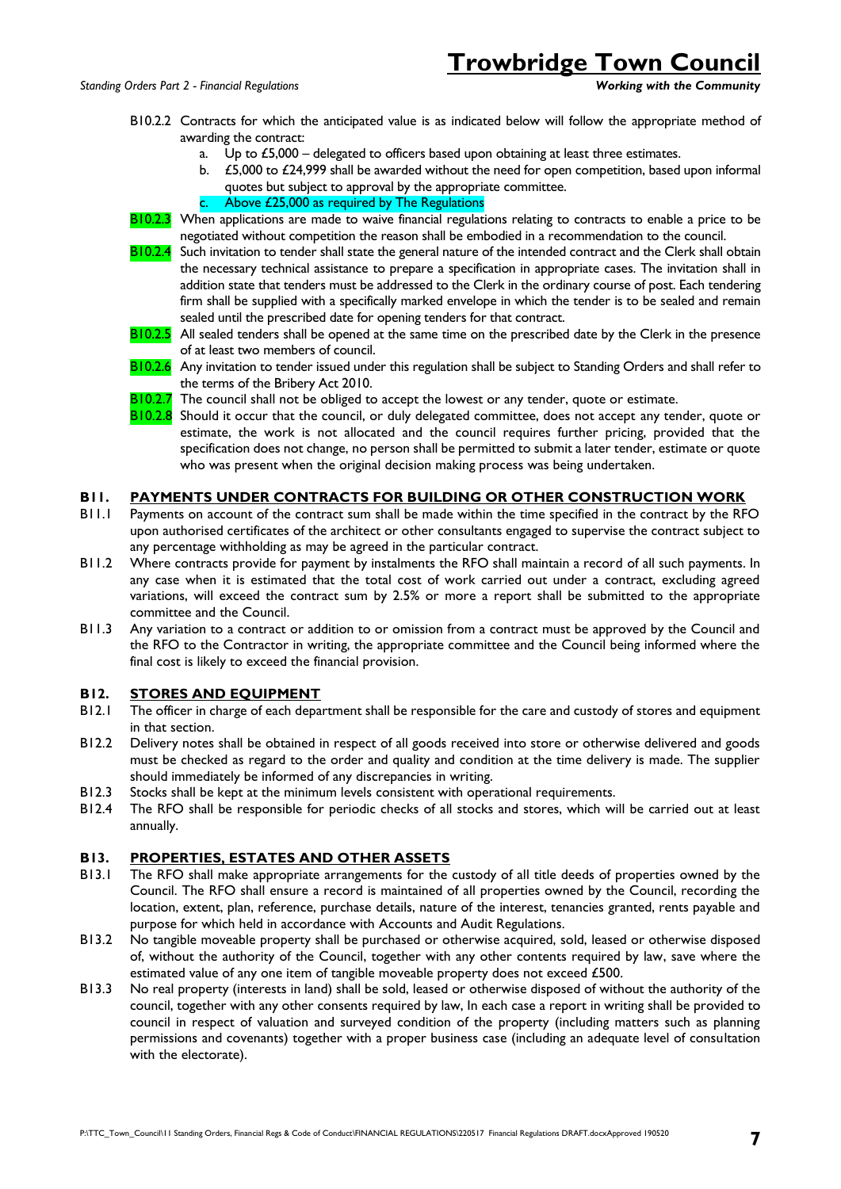B10.2.2 Contracts for which the anticipated value is as indicated below will follow the appropriate method of awarding the contract:

a. Up to £5,000 – delegated to officers based upon obtaining at least three estimates.
b. £5,000 to £24,999 shall be awarded without the need for open competition, based upon informal quotes but subject to approval by the appropriate committee.
c. Above £25,000 as required by The Regulations

B10.2.3 When applications are made to waive financial regulations relating to contracts to enable a price to be negotiated without competition the reason shall be embodied in a recommendation to the council.

B10.2.4 Such invitation to tender shall state the general nature of the intended contract and the Clerk shall obtain the necessary technical assistance to prepare a specification in appropriate cases. The invitation shall in addition state that tenders must be addressed to the Clerk in the ordinary course of post. Each tendering firm shall be supplied with a specifically marked envelope in which the tender is to be sealed and remain sealed until the prescribed date for opening tenders for that contract.

B10.2.5 All sealed tenders shall be opened at the same time on the prescribed date by the Clerk in the presence of at least two members of council.

B10.2.6 Any invitation to tender issued under this regulation shall be subject to Standing Orders and shall refer to the terms of the Bribery Act 2010.

B10.2.7 The council shall not be obliged to accept the lowest or any tender, quote or estimate.

B10.2.8 Should it occur that the council, or duly delegated committee, does not accept any tender, quote or estimate, the work is not allocated and the council requires further pricing, provided that the specification does not change, no person shall be permitted to submit a later tender, estimate or quote who was present when the original decision making process was being undertaken.

## B11. PAYMENTS UNDER CONTRACTS FOR BUILDING OR OTHER CONSTRUCTION WORK

B11.1 Payments on account of the contract sum shall be made within the time specified in the contract by the RFO upon authorised certificates of the architect or other consultants engaged to supervise the contract subject to any percentage withholding as may be agreed in the particular contract.

B11.2 Where contracts provide for payment by instalments the RFO shall maintain a record of all such payments. In any case when it is estimated that the total cost of work carried out under a contract, excluding agreed variations, will exceed the contract sum by 2.5% or more a report shall be submitted to the appropriate committee and the Council.

B11.3 Any variation to a contract or addition to or omission from a contract must be approved by the Council and the RFO to the Contractor in writing, the appropriate committee and the Council being informed where the final cost is likely to exceed the financial provision.

## B12. STORES AND EQUIPMENT

B12.1 The officer in charge of each department shall be responsible for the care and custody of stores and equipment in that section.

B12.2 Delivery notes shall be obtained in respect of all goods received into store or otherwise delivered and goods must be checked as regard to the order and quality and condition at the time delivery is made. The supplier should immediately be informed of any discrepancies in writing.

B12.3 Stocks shall be kept at the minimum levels consistent with operational requirements.

B12.4 The RFO shall be responsible for periodic checks of all stocks and stores, which will be carried out at least annually.

## B13. PROPERTIES, ESTATES AND OTHER ASSETS

B13.1 The RFO shall make appropriate arrangements for the custody of all title deeds of properties owned by the Council. The RFO shall ensure a record is maintained of all properties owned by the Council, recording the location, extent, plan, reference, purchase details, nature of the interest, tenancies granted, rents payable and purpose for which held in accordance with Accounts and Audit Regulations.

B13.2 No tangible moveable property shall be purchased or otherwise acquired, sold, leased or otherwise disposed of, without the authority of the Council, together with any other contents required by law, save where the estimated value of any one item of tangible moveable property does not exceed £500.

B13.3 No real property (interests in land) shall be sold, leased or otherwise disposed of without the authority of the council, together with any other consents required by law, In each case a report in writing shall be provided to council in respect of valuation and surveyed condition of the property (including matters such as planning permissions and covenants) together with a proper business case (including an adequate level of consultation with the electorate).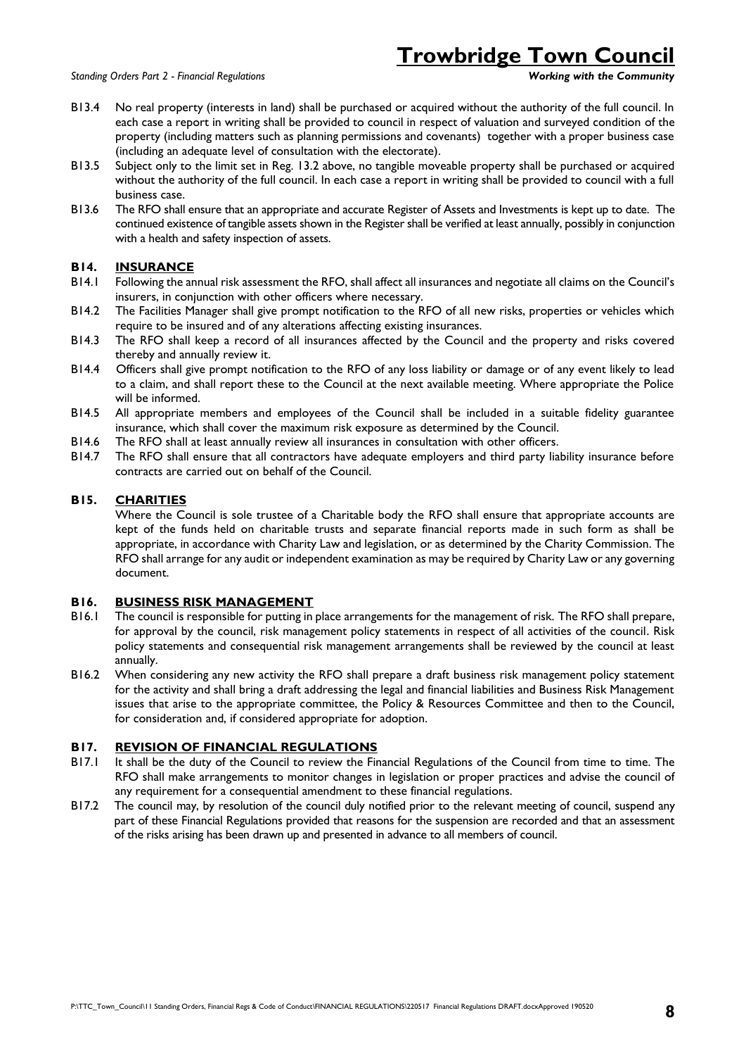B13.4 No real property (interests in land) shall be purchased or acquired without the authority of the full council. In each case a report in writing shall be provided to council in respect of valuation and surveyed condition of the property (including matters such as planning permissions and covenants) together with a proper business case (including an adequate level of consultation with the electorate).

B13.5 Subject only to the limit set in Reg. 13.2 above, no tangible moveable property shall be purchased or acquired without the authority of the full council. In each case a report in writing shall be provided to council with a full business case.

B13.6 The RFO shall ensure that an appropriate and accurate Register of Assets and Investments is kept up to date. The continued existence of tangible assets shown in the Register shall be verified at least annually, possibly in conjunction with a health and safety inspection of assets.

## B14. INSURANCE

B14.1 Following the annual risk assessment the RFO, shall affect all insurances and negotiate all claims on the Council's insurers, in conjunction with other officers where necessary.

B14.2 The Facilities Manager shall give prompt notification to the RFO of all new risks, properties or vehicles which require to be insured and of any alterations affecting existing insurances.

B14.3 The RFO shall keep a record of all insurances affected by the Council and the property and risks covered thereby and annually review it.

B14.4 Officers shall give prompt notification to the RFO of any loss liability or damage or of any event likely to lead to a claim, and shall report these to the Council at the next available meeting. Where appropriate the Police will be informed.

B14.5 All appropriate members and employees of the Council shall be included in a suitable fidelity guarantee insurance, which shall cover the maximum risk exposure as determined by the Council.

B14.6 The RFO shall at least annually review all insurances in consultation with other officers.

B14.7 The RFO shall ensure that all contractors have adequate employers and third party liability insurance before contracts are carried out on behalf of the Council.

## B15. CHARITIES

Where the Council is sole trustee of a Charitable body the RFO shall ensure that appropriate accounts are kept of the funds held on charitable trusts and separate financial reports made in such form as shall be appropriate, in accordance with Charity Law and legislation, or as determined by the Charity Commission. The RFO shall arrange for any audit or independent examination as may be required by Charity Law or any governing document.

## B16. BUSINESS RISK MANAGEMENT

B16.1 The council is responsible for putting in place arrangements for the management of risk. The RFO shall prepare, for approval by the council, risk management policy statements in respect of all activities of the council. Risk policy statements and consequential risk management arrangements shall be reviewed by the council at least annually.

B16.2 When considering any new activity the RFO shall prepare a draft business risk management policy statement for the activity and shall bring a draft addressing the legal and financial liabilities and Business Risk Management issues that arise to the appropriate committee, the Policy & Resources Committee and then to the Council, for consideration and, if considered appropriate for adoption.

## B17. REVISION OF FINANCIAL REGULATIONS

B17.1 It shall be the duty of the Council to review the Financial Regulations of the Council from time to time. The RFO shall make arrangements to monitor changes in legislation or proper practices and advise the council of any requirement for a consequential amendment to these financial regulations.

B17.2 The council may, by resolution of the council duly notified prior to the relevant meeting of council, suspend any part of these Financial Regulations provided that reasons for the suspension are recorded and that an assessment of the risks arising has been drawn up and presented in advance to all members of council.